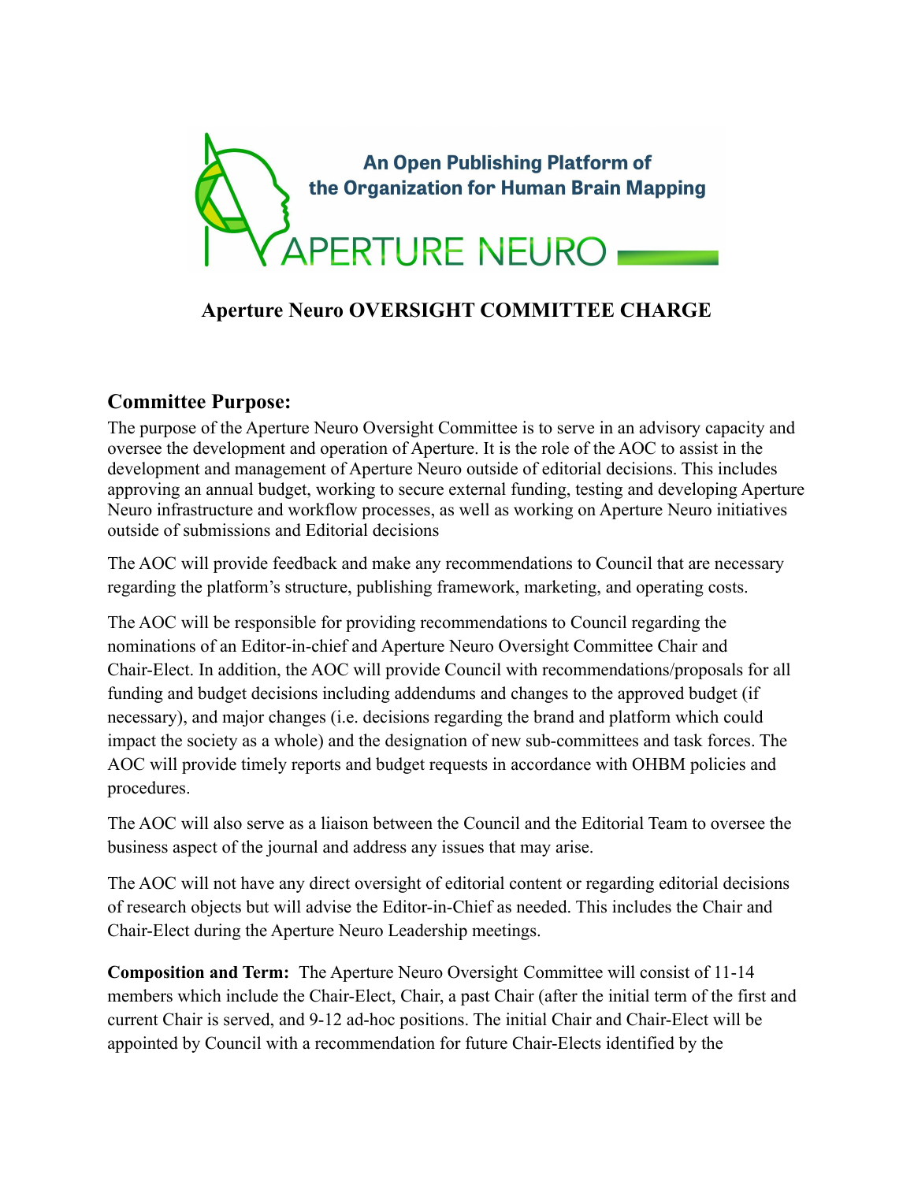An Open Publishing Platform of the Organization for Human Brain Mapping

APERTURE NEURO

# Aperture Neuro OVERSIGHT COMMITTEE CHARGE

## Committee Purpose:

The purpose of the Aperture Neuro Oversight Committee is to serve in an advisory capacity and oversee the development and operation of Aperture. It is the role of the AOC to assist in the development and management of Aperture Neuro outside of editorial decisions. This includes approving an annual budget, working to secure external funding, testing and developing Aperture Neuro infrastructure and workflow processes, as well as working on Aperture Neuro initiatives outside of submissions and Editorial decisions

The AOC will provide feedback and make any recommendations to Council that are necessary regarding the platform's structure, publishing framework, marketing, and operating costs.

The AOC will be responsible for providing recommendations to Council regarding the nominations of an Editor-in-chief and Aperture Neuro Oversight Committee Chair and Chair-Elect. In addition, the AOC will provide Council with recommendations/proposals for all funding and budget decisions including addendums and changes to the approved budget (if necessary), and major changes (i.e. decisions regarding the brand and platform which could impact the society as a whole) and the designation of new sub-committees and task forces. The AOC will provide timely reports and budget requests in accordance with OHBM policies and procedures.

The AOC will also serve as a liaison between the Council and the Editorial Team to oversee the business aspect of the journal and address any issues that may arise.

The AOC will not have any direct oversight of editorial content or regarding editorial decisions of research objects but will advise the Editor-in-Chief as needed. This includes the Chair and Chair-Elect during the Aperture Neuro Leadership meetings.

**Composition and Term:** The Aperture Neuro Oversight Committee will consist of 11-14 members which include the Chair-Elect, Chair, a past Chair (after the initial term of the first and current Chair is served, and 9-12 ad-hoc positions. The initial Chair and Chair-Elect will be appointed by Council with a recommendation for future Chair-Elects identified by the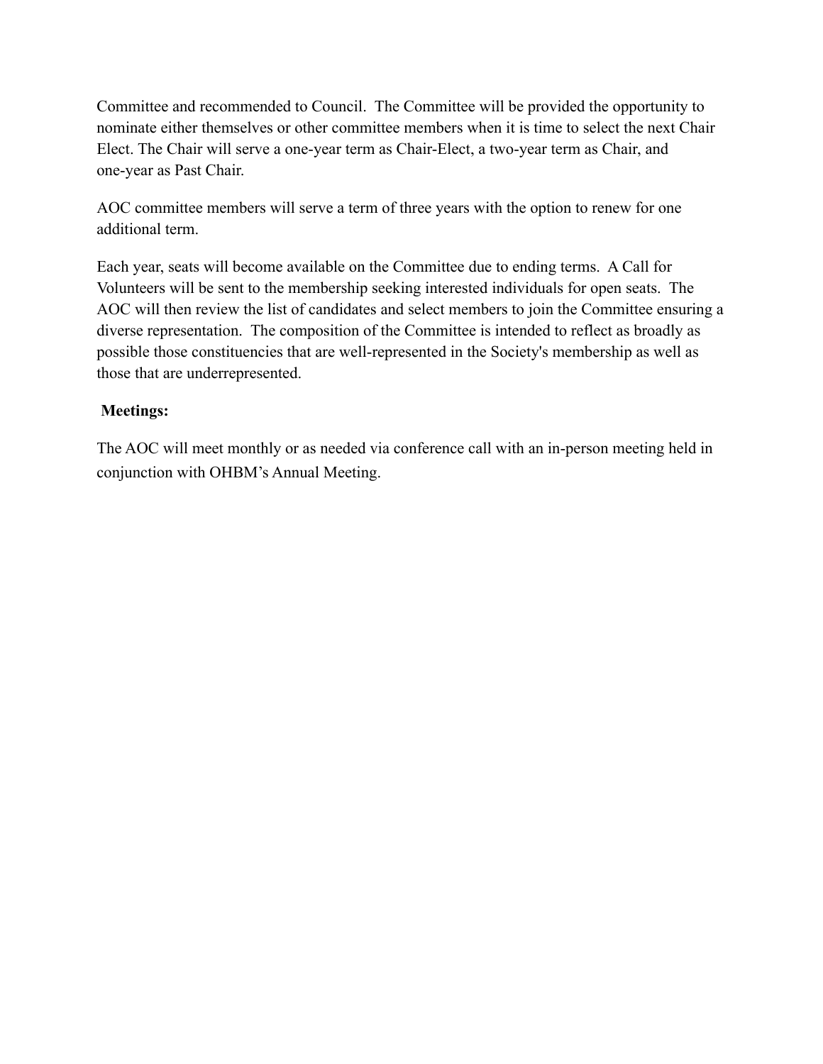Committee and recommended to Council. The Committee will be provided the opportunity to nominate either themselves or other committee members when it is time to select the next Chair Elect. The Chair will serve a one-year term as Chair-Elect, a two-year term as Chair, and one-year as Past Chair.

AOC committee members will serve a term of three years with the option to renew for one additional term.

Each year, seats will become available on the Committee due to ending terms. A Call for Volunteers will be sent to the membership seeking interested individuals for open seats. The AOC will then review the list of candidates and select members to join the Committee ensuring a diverse representation. The composition of the Committee is intended to reflect as broadly as possible those constituencies that are well-represented in the Society's membership as well as those that are underrepresented.

**Meetings:**

The AOC will meet monthly or as needed via conference call with an in-person meeting held in conjunction with OHBM's Annual Meeting.